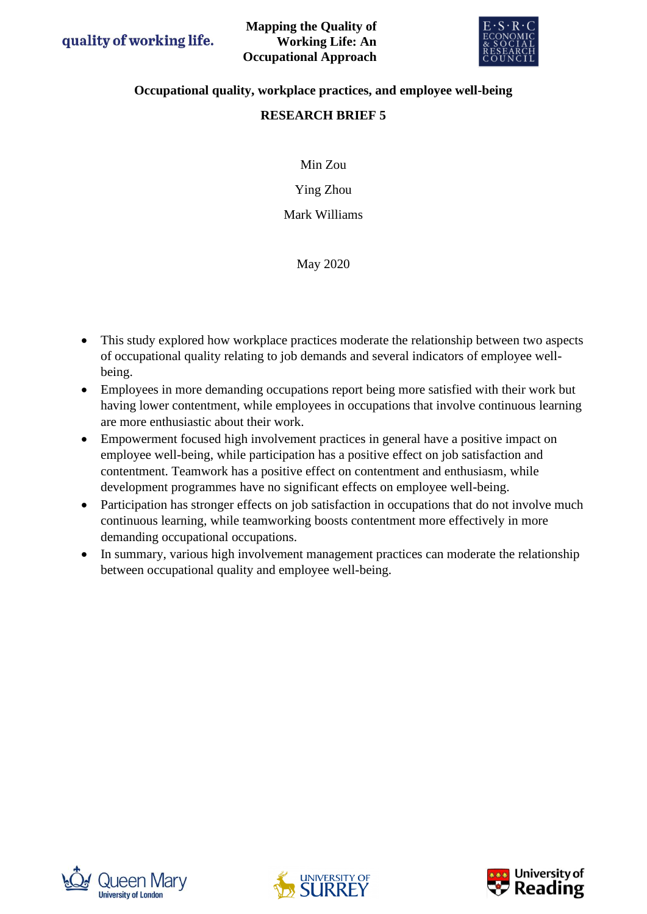quality of working life.

**Mapping the Quality of Working Life: An Occupational Approach**

E·S·R·C ECONOMIC & SOCIAL RESEARCH COUNCIL

# Occupational quality, workplace practices, and employee well-being

## RESEARCH BRIEF 5

Min Zou

Ying Zhou

Mark Williams

May 2020

- This study explored how workplace practices moderate the relationship between two aspects of occupational quality relating to job demands and several indicators of employee well-being.
- Employees in more demanding occupations report being more satisfied with their work but having lower contentment, while employees in occupations that involve continuous learning are more enthusiastic about their work.
- Empowerment focused high involvement practices in general have a positive impact on employee well-being, while participation has a positive effect on job satisfaction and contentment. Teamwork has a positive effect on contentment and enthusiasm, while development programmes have no significant effects on employee well-being.
- Participation has stronger effects on job satisfaction in occupations that do not involve much continuous learning, while teamworking boosts contentment more effectively in more demanding occupational occupations.
- In summary, various high involvement management practices can moderate the relationship between occupational quality and employee well-being.

Queen Mary University of London

University of Surrey

University of Reading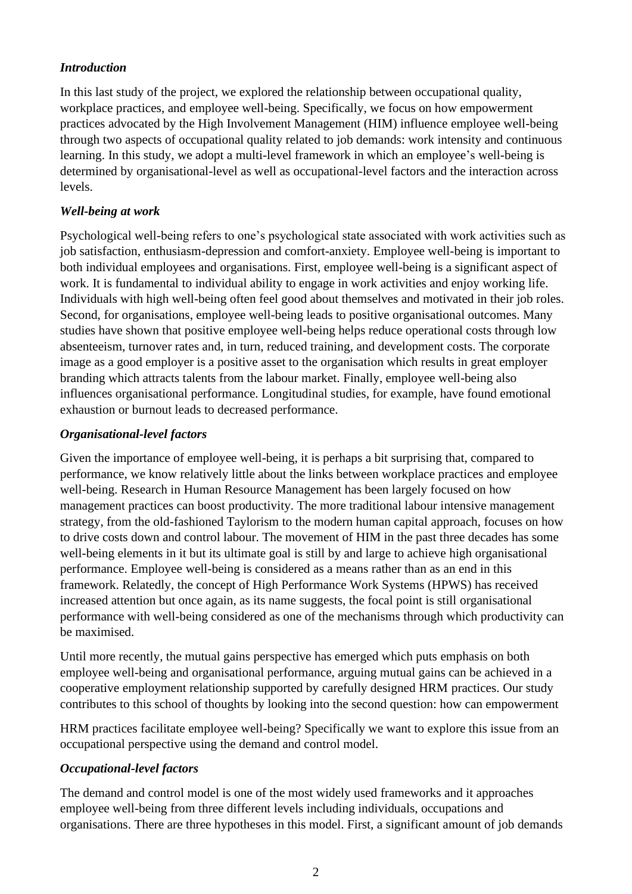### *Introduction*

In this last study of the project, we explored the relationship between occupational quality, workplace practices, and employee well-being. Specifically, we focus on how empowerment practices advocated by the High Involvement Management (HIM) influence employee well-being through two aspects of occupational quality related to job demands: work intensity and continuous learning. In this study, we adopt a multi-level framework in which an employee's well-being is determined by organisational-level as well as occupational-level factors and the interaction across levels.

### *Well-being at work*

Psychological well-being refers to one's psychological state associated with work activities such as job satisfaction, enthusiasm-depression and comfort-anxiety. Employee well-being is important to both individual employees and organisations. First, employee well-being is a significant aspect of work. It is fundamental to individual ability to engage in work activities and enjoy working life. Individuals with high well-being often feel good about themselves and motivated in their job roles. Second, for organisations, employee well-being leads to positive organisational outcomes. Many studies have shown that positive employee well-being helps reduce operational costs through low absenteeism, turnover rates and, in turn, reduced training, and development costs. The corporate image as a good employer is a positive asset to the organisation which results in great employer branding which attracts talents from the labour market. Finally, employee well-being also influences organisational performance. Longitudinal studies, for example, have found emotional exhaustion or burnout leads to decreased performance.

### *Organisational-level factors*

Given the importance of employee well-being, it is perhaps a bit surprising that, compared to performance, we know relatively little about the links between workplace practices and employee well-being. Research in Human Resource Management has been largely focused on how management practices can boost productivity. The more traditional labour intensive management strategy, from the old-fashioned Taylorism to the modern human capital approach, focuses on how to drive costs down and control labour. The movement of HIM in the past three decades has some well-being elements in it but its ultimate goal is still by and large to achieve high organisational performance. Employee well-being is considered as a means rather than as an end in this framework. Relatedly, the concept of High Performance Work Systems (HPWS) has received increased attention but once again, as its name suggests, the focal point is still organisational performance with well-being considered as one of the mechanisms through which productivity can be maximised.

Until more recently, the mutual gains perspective has emerged which puts emphasis on both employee well-being and organisational performance, arguing mutual gains can be achieved in a cooperative employment relationship supported by carefully designed HRM practices. Our study contributes to this school of thoughts by looking into the second question: how can empowerment

HRM practices facilitate employee well-being? Specifically we want to explore this issue from an occupational perspective using the demand and control model.

### *Occupational-level factors*

The demand and control model is one of the most widely used frameworks and it approaches employee well-being from three different levels including individuals, occupations and organisations. There are three hypotheses in this model. First, a significant amount of job demands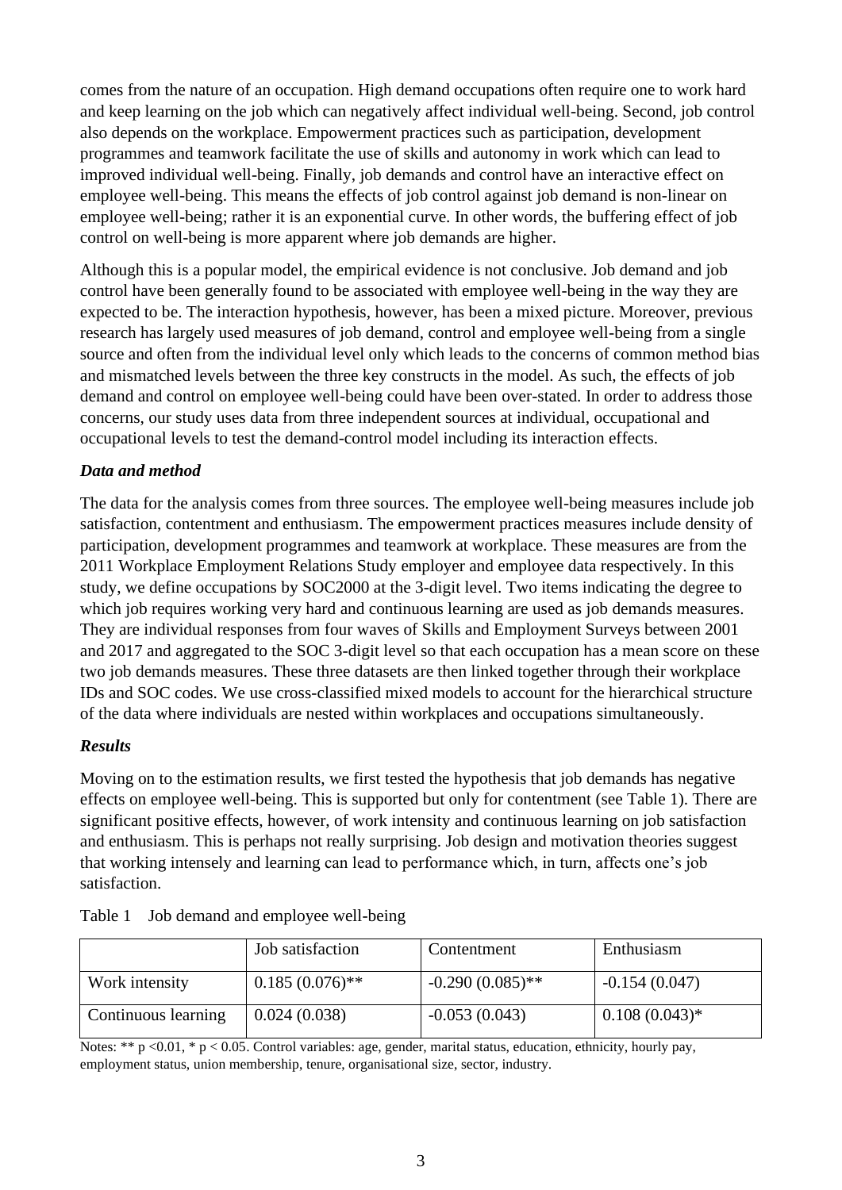comes from the nature of an occupation. High demand occupations often require one to work hard and keep learning on the job which can negatively affect individual well-being. Second, job control also depends on the workplace. Empowerment practices such as participation, development programmes and teamwork facilitate the use of skills and autonomy in work which can lead to improved individual well-being. Finally, job demands and control have an interactive effect on employee well-being. This means the effects of job control against job demand is non-linear on employee well-being; rather it is an exponential curve. In other words, the buffering effect of job control on well-being is more apparent where job demands are higher.

Although this is a popular model, the empirical evidence is not conclusive. Job demand and job control have been generally found to be associated with employee well-being in the way they are expected to be. The interaction hypothesis, however, has been a mixed picture. Moreover, previous research has largely used measures of job demand, control and employee well-being from a single source and often from the individual level only which leads to the concerns of common method bias and mismatched levels between the three key constructs in the model. As such, the effects of job demand and control on employee well-being could have been over-stated. In order to address those concerns, our study uses data from three independent sources at individual, occupational and occupational levels to test the demand-control model including its interaction effects.

### *Data and method*

The data for the analysis comes from three sources. The employee well-being measures include job satisfaction, contentment and enthusiasm. The empowerment practices measures include density of participation, development programmes and teamwork at workplace. These measures are from the 2011 Workplace Employment Relations Study employer and employee data respectively. In this study, we define occupations by SOC2000 at the 3-digit level. Two items indicating the degree to which job requires working very hard and continuous learning are used as job demands measures. They are individual responses from four waves of Skills and Employment Surveys between 2001 and 2017 and aggregated to the SOC 3-digit level so that each occupation has a mean score on these two job demands measures. These three datasets are then linked together through their workplace IDs and SOC codes. We use cross-classified mixed models to account for the hierarchical structure of the data where individuals are nested within workplaces and occupations simultaneously.

### *Results*

Moving on to the estimation results, we first tested the hypothesis that job demands has negative effects on employee well-being. This is supported but only for contentment (see Table 1). There are significant positive effects, however, of work intensity and continuous learning on job satisfaction and enthusiasm. This is perhaps not really surprising. Job design and motivation theories suggest that working intensely and learning can lead to performance which, in turn, affects one's job satisfaction.

Table 1 Job demand and employee well-being

| | Job satisfaction | Contentment | Enthusiasm |
|---|---|---|---|
| Work intensity | 0.185 (0.076)** | -0.290 (0.085)** | -0.154 (0.047) |
| Continuous learning | 0.024 (0.038) | -0.053 (0.043) | 0.108 (0.043)* |

Notes: ** $p < 0.01$, * $p < 0.05$. Control variables: age, gender, marital status, education, ethnicity, hourly pay, employment status, union membership, tenure, organisational size, sector, industry.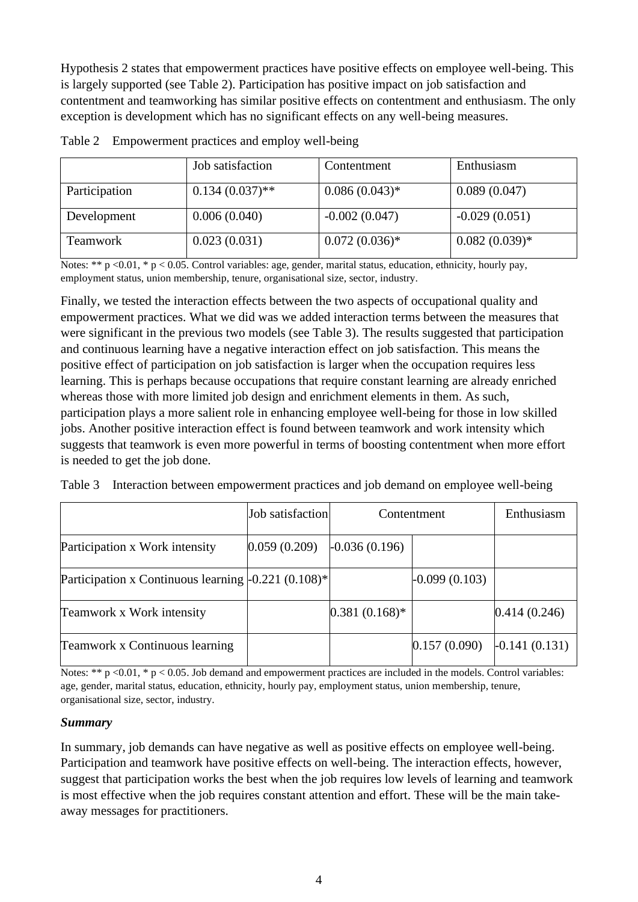Hypothesis 2 states that empowerment practices have positive effects on employee well-being. This is largely supported (see Table 2). Participation has positive impact on job satisfaction and contentment and teamworking has similar positive effects on contentment and enthusiasm. The only exception is development which has no significant effects on any well-being measures.

Table 2 Empowerment practices and employ well-being

| | Job satisfaction | Contentment | Enthusiasm |
|---|---|---|---|
| Participation | 0.134 (0.037)** | 0.086 (0.043)* | 0.089 (0.047) |
| Development | 0.006 (0.040) | -0.002 (0.047) | -0.029 (0.051) |
| Teamwork | 0.023 (0.031) | 0.072 (0.036)* | 0.082 (0.039)* |

Notes: ** $p < 0.01$, * $p < 0.05$. Control variables: age, gender, marital status, education, ethnicity, hourly pay, employment status, union membership, tenure, organisational size, sector, industry.

Finally, we tested the interaction effects between the two aspects of occupational quality and empowerment practices. What we did was we added interaction terms between the measures that were significant in the previous two models (see Table 3). The results suggested that participation and continuous learning have a negative interaction effect on job satisfaction. This means the positive effect of participation on job satisfaction is larger when the occupation requires less learning. This is perhaps because occupations that require constant learning are already enriched whereas those with more limited job design and enrichment elements in them. As such, participation plays a more salient role in enhancing employee well-being for those in low skilled jobs. Another positive interaction effect is found between teamwork and work intensity which suggests that teamwork is even more powerful in terms of boosting contentment when more effort is needed to get the job done.

Table 3 Interaction between empowerment practices and job demand on employee well-being

| | Job satisfaction | Contentment | | Enthusiasm |
|---|---|---|---|---|
| Participation x Work intensity | 0.059 (0.209) | -0.036 (0.196) | | |
| Participation x Continuous learning | -0.221 (0.108)* | | -0.099 (0.103) | |
| Teamwork x Work intensity | | 0.381 (0.168)* | | 0.414 (0.246) |
| Teamwork x Continuous learning | | | 0.157 (0.090) | -0.141 (0.131) |

Notes: ** $p < 0.01$, * $p < 0.05$. Job demand and empowerment practices are included in the models. Control variables: age, gender, marital status, education, ethnicity, hourly pay, employment status, union membership, tenure, organisational size, sector, industry.

***Summary***

In summary, job demands can have negative as well as positive effects on employee well-being. Participation and teamwork have positive effects on well-being. The interaction effects, however, suggest that participation works the best when the job requires low levels of learning and teamwork is most effective when the job requires constant attention and effort. These will be the main take-away messages for practitioners.